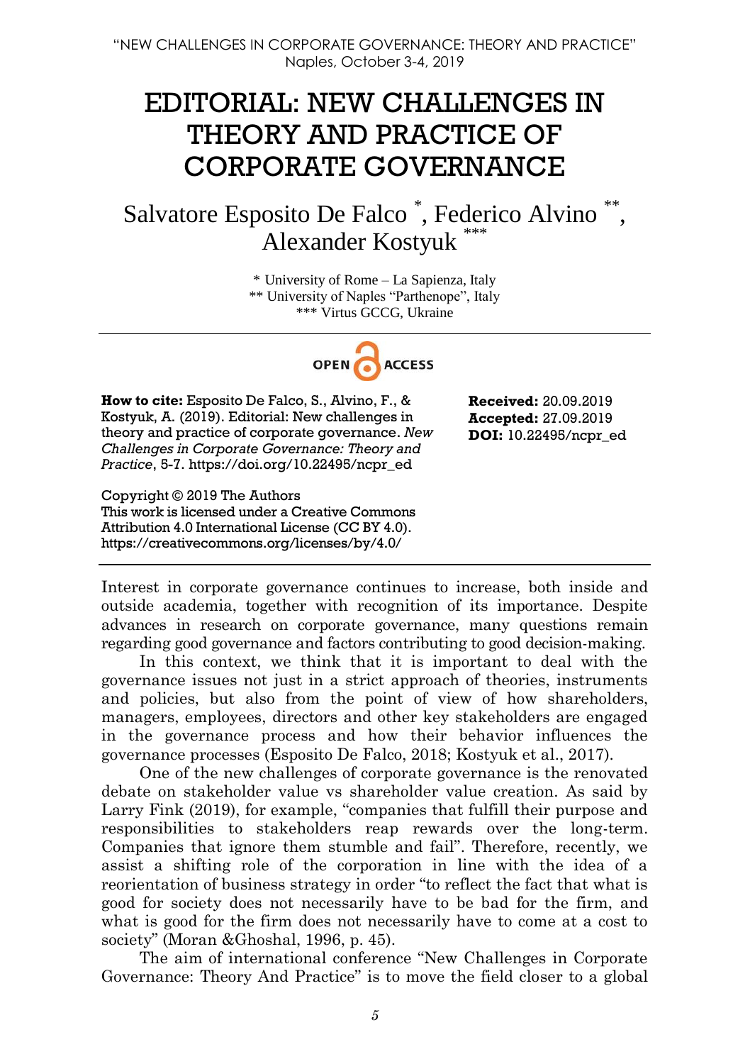# EDITORIAL: NEW CHALLENGES IN THEORY AND PRACTICE OF CORPORATE GOVERNANCE

Salvatore Esposito De Falco [*], Federico Alvino [**], Alexander Kostyuk [***]

[*] University of Rome – La Sapienza, Italy
[**] University of Naples "Parthenope", Italy
[***] Virtus GCCG, Ukraine

OPEN ACCESS

**How to cite:** Esposito De Falco, S., Alvino, F., & Kostyuk, A. (2019). Editorial: New challenges in theory and practice of corporate governance. *New Challenges in Corporate Governance: Theory and Practice*, 5-7. https://doi.org/10.22495/ncpr_ed

**Received:** 20.09.2019
**Accepted:** 27.09.2019
**DOI:** 10.22495/ncpr_ed

Copyright © 2019 The Authors
This work is licensed under a Creative Commons Attribution 4.0 International License (CC BY 4.0).
https://creativecommons.org/licenses/by/4.0/

Interest in corporate governance continues to increase, both inside and outside academia, together with recognition of its importance. Despite advances in research on corporate governance, many questions remain regarding good governance and factors contributing to good decision-making.

In this context, we think that it is important to deal with the governance issues not just in a strict approach of theories, instruments and policies, but also from the point of view of how shareholders, managers, employees, directors and other key stakeholders are engaged in the governance process and how their behavior influences the governance processes (Esposito De Falco, 2018; Kostyuk et al., 2017).

One of the new challenges of corporate governance is the renovated debate on stakeholder value vs shareholder value creation. As said by Larry Fink (2019), for example, "companies that fulfill their purpose and responsibilities to stakeholders reap rewards over the long-term. Companies that ignore them stumble and fail". Therefore, recently, we assist a shifting role of the corporation in line with the idea of a reorientation of business strategy in order "to reflect the fact that what is good for society does not necessarily have to be bad for the firm, and what is good for the firm does not necessarily have to come at a cost to society" (Moran &Ghoshal, 1996, p. 45).

The aim of international conference "New Challenges in Corporate Governance: Theory And Practice" is to move the field closer to a global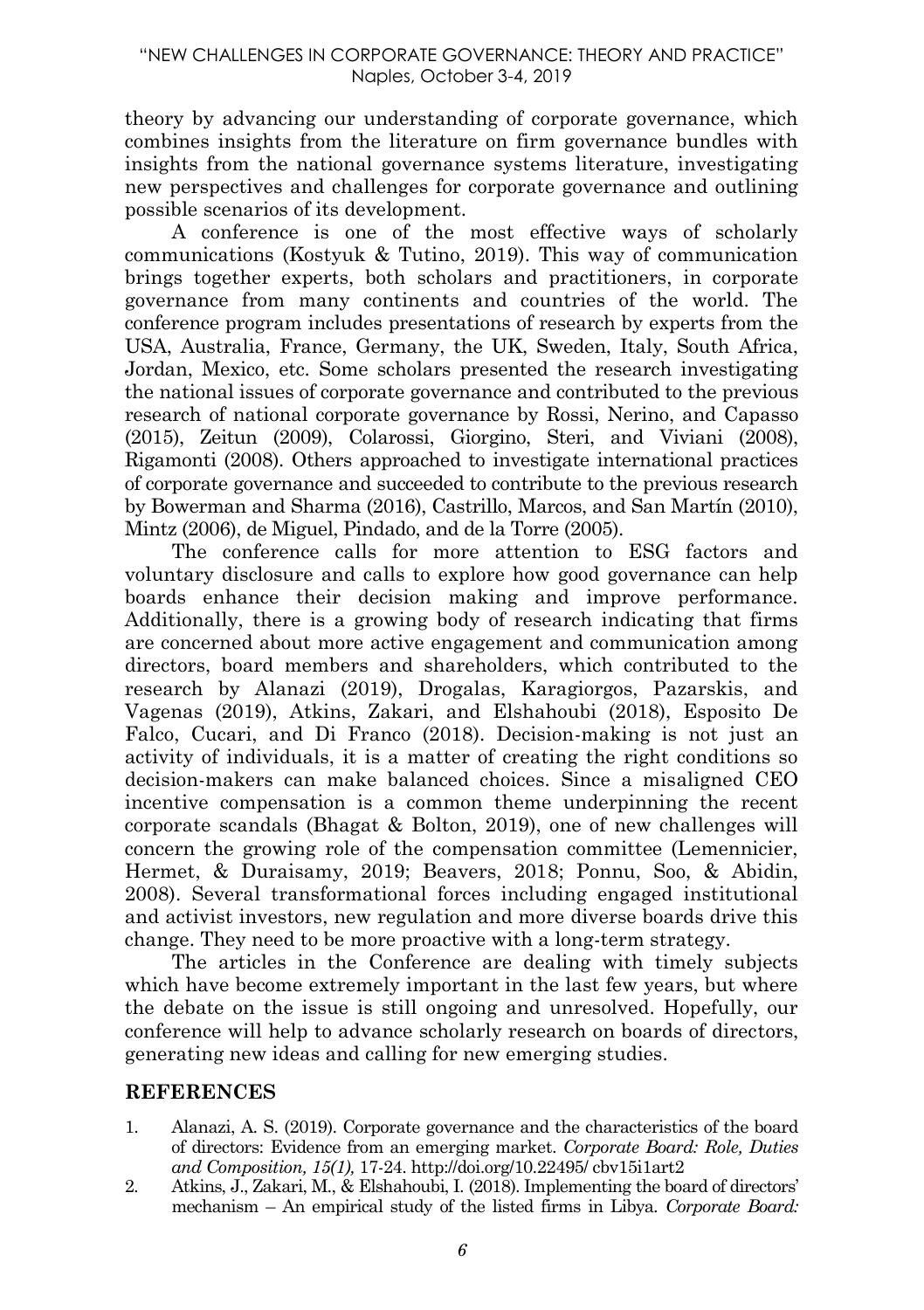theory by advancing our understanding of corporate governance, which combines insights from the literature on firm governance bundles with insights from the national governance systems literature, investigating new perspectives and challenges for corporate governance and outlining possible scenarios of its development.

A conference is one of the most effective ways of scholarly communications (Kostyuk & Tutino, 2019). This way of communication brings together experts, both scholars and practitioners, in corporate governance from many continents and countries of the world. The conference program includes presentations of research by experts from the USA, Australia, France, Germany, the UK, Sweden, Italy, South Africa, Jordan, Mexico, etc. Some scholars presented the research investigating the national issues of corporate governance and contributed to the previous research of national corporate governance by Rossi, Nerino, and Capasso (2015), Zeitun (2009), Colarossi, Giorgino, Steri, and Viviani (2008), Rigamonti (2008). Others approached to investigate international practices of corporate governance and succeeded to contribute to the previous research by Bowerman and Sharma (2016), Castrillo, Marcos, and San Martín (2010), Mintz (2006), de Miguel, Pindado, and de la Torre (2005).

The conference calls for more attention to ESG factors and voluntary disclosure and calls to explore how good governance can help boards enhance their decision making and improve performance. Additionally, there is a growing body of research indicating that firms are concerned about more active engagement and communication among directors, board members and shareholders, which contributed to the research by Alanazi (2019), Drogalas, Karagiorgos, Pazarskis, and Vagenas (2019), Atkins, Zakari, and Elshahoubi (2018), Esposito De Falco, Cucari, and Di Franco (2018). Decision-making is not just an activity of individuals, it is a matter of creating the right conditions so decision-makers can make balanced choices. Since a misaligned CEO incentive compensation is a common theme underpinning the recent corporate scandals (Bhagat & Bolton, 2019), one of new challenges will concern the growing role of the compensation committee (Lemennicier, Hermet, & Duraisamy, 2019; Beavers, 2018; Ponnu, Soo, & Abidin, 2008). Several transformational forces including engaged institutional and activist investors, new regulation and more diverse boards drive this change. They need to be more proactive with a long-term strategy.

The articles in the Conference are dealing with timely subjects which have become extremely important in the last few years, but where the debate on the issue is still ongoing and unresolved. Hopefully, our conference will help to advance scholarly research on boards of directors, generating new ideas and calling for new emerging studies.

## REFERENCES

1. Alanazi, A. S. (2019). Corporate governance and the characteristics of the board of directors: Evidence from an emerging market. *Corporate Board: Role, Duties and Composition, 15(1),* 17-24. http://doi.org/10.22495/cbv15i1art2
2. Atkins, J., Zakari, M., & Elshahoubi, I. (2018). Implementing the board of directors' mechanism – An empirical study of the listed firms in Libya. *Corporate Board:*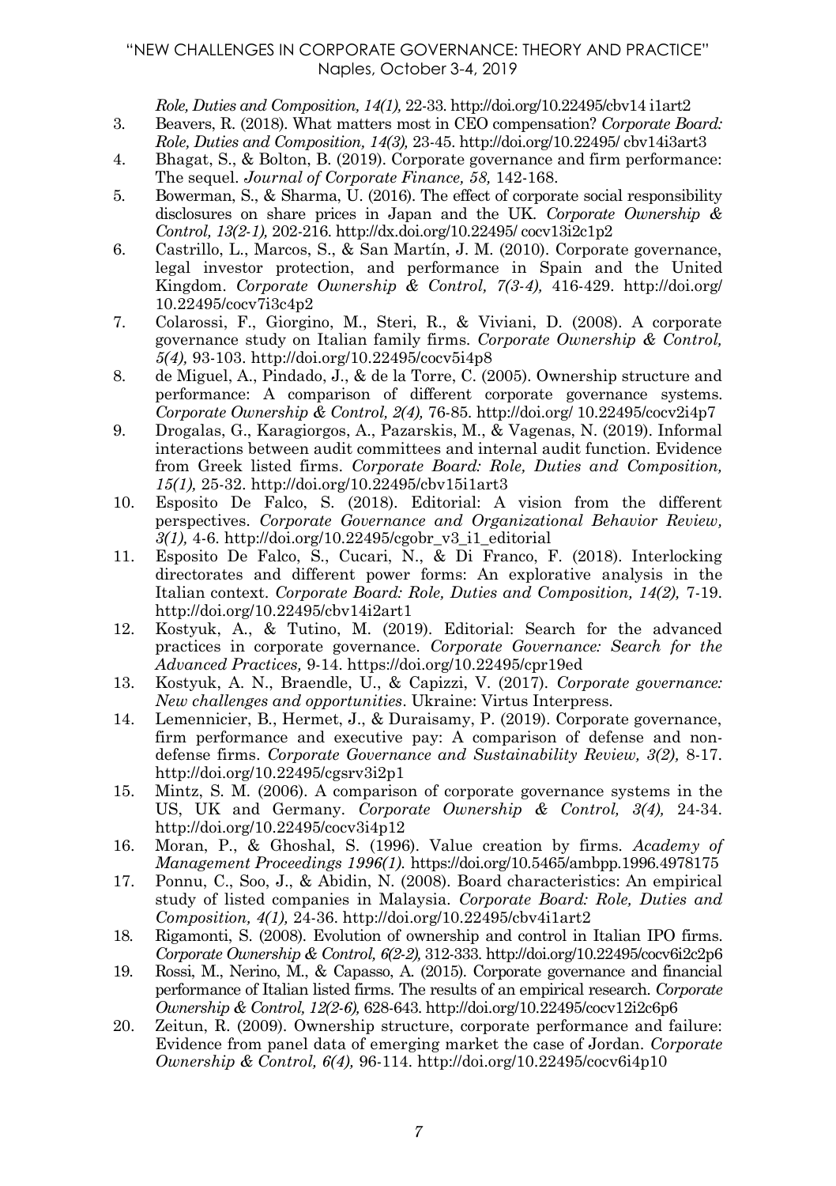*Role, Duties and Composition, 14(1),* 22-33. http://doi.org/10.22495/cbv14 i1art2

3. Beavers, R. (2018). What matters most in CEO compensation? *Corporate Board: Role, Duties and Composition, 14(3),* 23-45. http://doi.org/10.22495/ cbv14i3art3
4. Bhagat, S., & Bolton, B. (2019). Corporate governance and firm performance: The sequel. *Journal of Corporate Finance, 58,* 142-168.
5. Bowerman, S., & Sharma, U. (2016). The effect of corporate social responsibility disclosures on share prices in Japan and the UK. *Corporate Ownership & Control, 13(2-1),* 202-216. http://dx.doi.org/10.22495/ cocv13i2c1p2
6. Castrillo, L., Marcos, S., & San Martín, J. M. (2010). Corporate governance, legal investor protection, and performance in Spain and the United Kingdom. *Corporate Ownership & Control, 7(3-4),* 416-429. http://doi.org/ 10.22495/cocv7i3c4p2
7. Colarossi, F., Giorgino, M., Steri, R., & Viviani, D. (2008). A corporate governance study on Italian family firms. *Corporate Ownership & Control, 5(4),* 93-103. http://doi.org/10.22495/cocv5i4p8
8. de Miguel, A., Pindado, J., & de la Torre, C. (2005). Ownership structure and performance: A comparison of different corporate governance systems. *Corporate Ownership & Control, 2(4),* 76-85. http://doi.org/ 10.22495/cocv2i4p7
9. Drogalas, G., Karagiorgos, A., Pazarskis, M., & Vagenas, N. (2019). Informal interactions between audit committees and internal audit function. Evidence from Greek listed firms. *Corporate Board: Role, Duties and Composition, 15(1),* 25-32. http://doi.org/10.22495/cbv15i1art3
10. Esposito De Falco, S. (2018). Editorial: A vision from the different perspectives. *Corporate Governance and Organizational Behavior Review, 3(1),* 4-6. http://doi.org/10.22495/cgobr_v3_i1_editorial
11. Esposito De Falco, S., Cucari, N., & Di Franco, F. (2018). Interlocking directorates and different power forms: An explorative analysis in the Italian context. *Corporate Board: Role, Duties and Composition, 14(2),* 7-19. http://doi.org/10.22495/cbv14i2art1
12. Kostyuk, A., & Tutino, M. (2019). Editorial: Search for the advanced practices in corporate governance. *Corporate Governance: Search for the Advanced Practices,* 9-14. https://doi.org/10.22495/cpr19ed
13. Kostyuk, A. N., Braendle, U., & Capizzi, V. (2017). *Corporate governance: New challenges and opportunities*. Ukraine: Virtus Interpress.
14. Lemennicier, B., Hermet, J., & Duraisamy, P. (2019). Corporate governance, firm performance and executive pay: A comparison of defense and non-defense firms. *Corporate Governance and Sustainability Review, 3(2),* 8-17. http://doi.org/10.22495/cgsrv3i2p1
15. Mintz, S. M. (2006). A comparison of corporate governance systems in the US, UK and Germany. *Corporate Ownership & Control, 3(4),* 24-34. http://doi.org/10.22495/cocv3i4p12
16. Moran, P., & Ghoshal, S. (1996). Value creation by firms. *Academy of Management Proceedings 1996(1).* https://doi.org/10.5465/ambpp.1996.4978175
17. Ponnu, C., Soo, J., & Abidin, N. (2008). Board characteristics: An empirical study of listed companies in Malaysia. *Corporate Board: Role, Duties and Composition, 4(1),* 24-36. http://doi.org/10.22495/cbv4i1art2
18. Rigamonti, S. (2008). Evolution of ownership and control in Italian IPO firms. *Corporate Ownership & Control, 6(2-2),* 312-333. http://doi.org/10.22495/cocv6i2c2p6
19. Rossi, M., Nerino, M., & Capasso, A. (2015). Corporate governance and financial performance of Italian listed firms. The results of an empirical research. *Corporate Ownership & Control, 12(2-6),* 628-643. http://doi.org/10.22495/cocv12i2c6p6
20. Zeitun, R. (2009). Ownership structure, corporate performance and failure: Evidence from panel data of emerging market the case of Jordan. *Corporate Ownership & Control, 6(4),* 96-114. http://doi.org/10.22495/cocv6i4p10